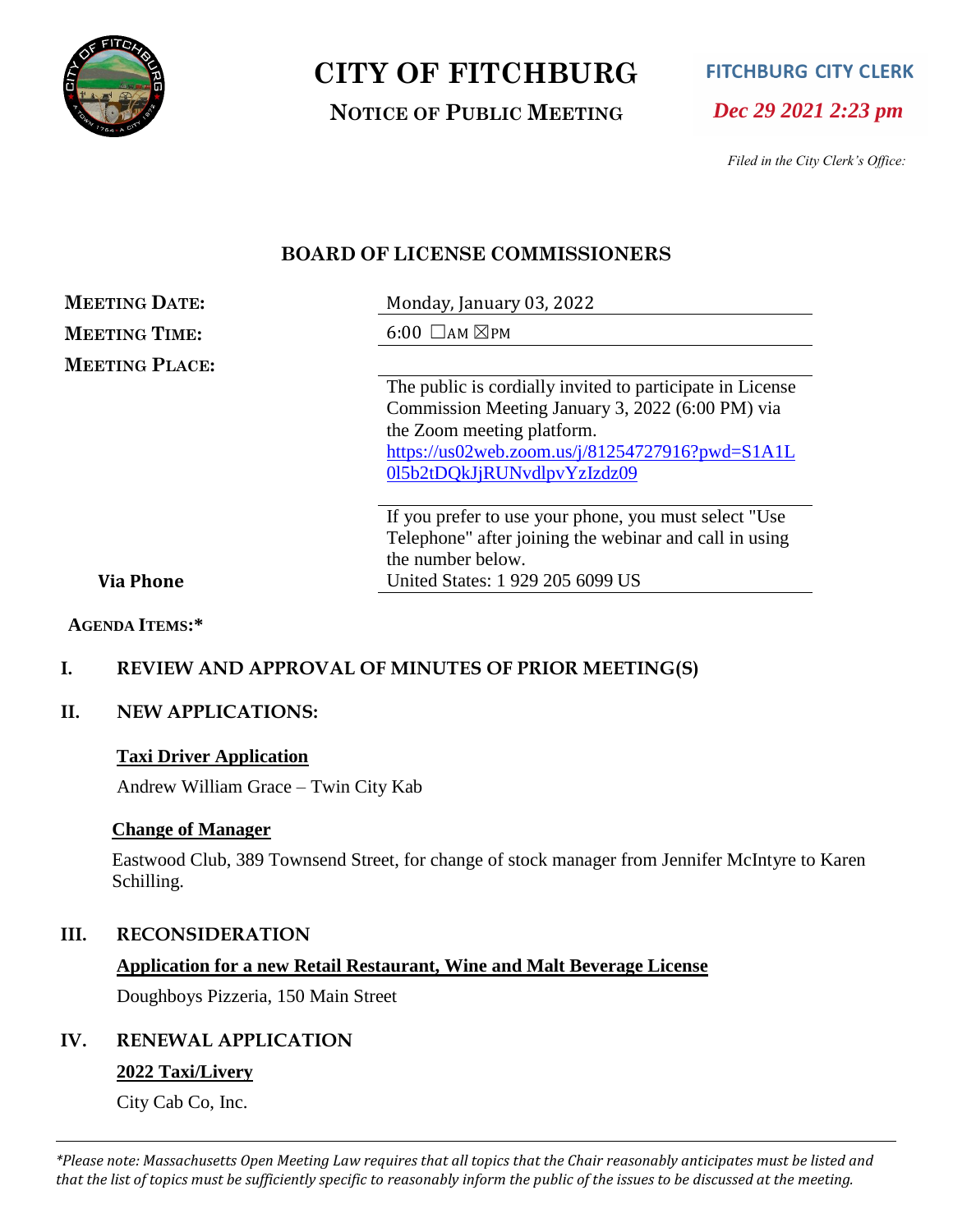# CITY OF FITCHBURG

## NOTICE OF PUBLIC MEETING

**FITCHBURG CITY CLERK**

*Dec 29 2021 2:23 pm*

*Filed in the City Clerk's Office:*

## BOARD OF LICENSE COMMISSIONERS

**MEETING DATE:** Monday, January 03, 2022

**MEETING TIME:** 6:00 ☐AM ☒PM

**MEETING PLACE:**

The public is cordially invited to participate in License Commission Meeting January 3, 2022 (6:00 PM) via the Zoom meeting platform.
https://us02web.zoom.us/j/81254727916?pwd=S1A1L0l5b2tDQkJjRUNvdlpvYzIzdz09

If you prefer to use your phone, you must select "Use Telephone" after joining the webinar and call in using the number below.

**Via Phone** United States: 1 929 205 6099 US

**AGENDA ITEMS:***

**I. REVIEW AND APPROVAL OF MINUTES OF PRIOR MEETING(S)**

**II. NEW APPLICATIONS:**

**Taxi Driver Application**

Andrew William Grace – Twin City Kab

**Change of Manager**

Eastwood Club, 389 Townsend Street, for change of stock manager from Jennifer McIntyre to Karen Schilling.

**III. RECONSIDERATION**

**Application for a new Retail Restaurant, Wine and Malt Beverage License**

Doughboys Pizzeria, 150 Main Street

**IV. RENEWAL APPLICATION**

**2022 Taxi/Livery**

City Cab Co, Inc.

---

*\*Please note: Massachusetts Open Meeting Law requires that all topics that the Chair reasonably anticipates must be listed and that the list of topics must be sufficiently specific to reasonably inform the public of the issues to be discussed at the meeting.*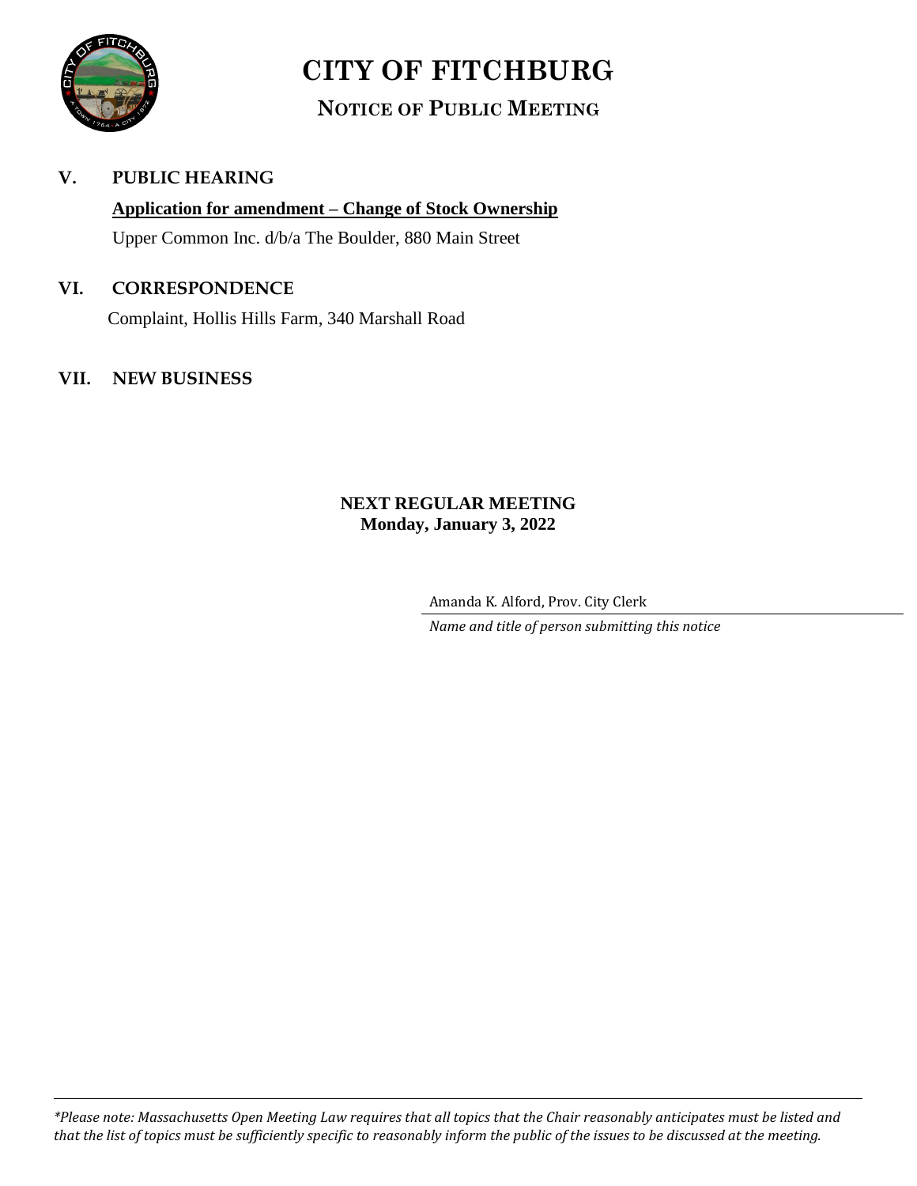# CITY OF FITCHBURG

## NOTICE OF PUBLIC MEETING

**V. PUBLIC HEARING**

**Application for amendment – Change of Stock Ownership**

Upper Common Inc. d/b/a The Boulder, 880 Main Street

**VI. CORRESPONDENCE**

Complaint, Hollis Hills Farm, 340 Marshall Road

**VII. NEW BUSINESS**

**NEXT REGULAR MEETING**
**Monday, January 3, 2022**

Amanda K. Alford, Prov. City Clerk

*Name and title of person submitting this notice*

*\*Please note: Massachusetts Open Meeting Law requires that all topics that the Chair reasonably anticipates must be listed and that the list of topics must be sufficiently specific to reasonably inform the public of the issues to be discussed at the meeting.*